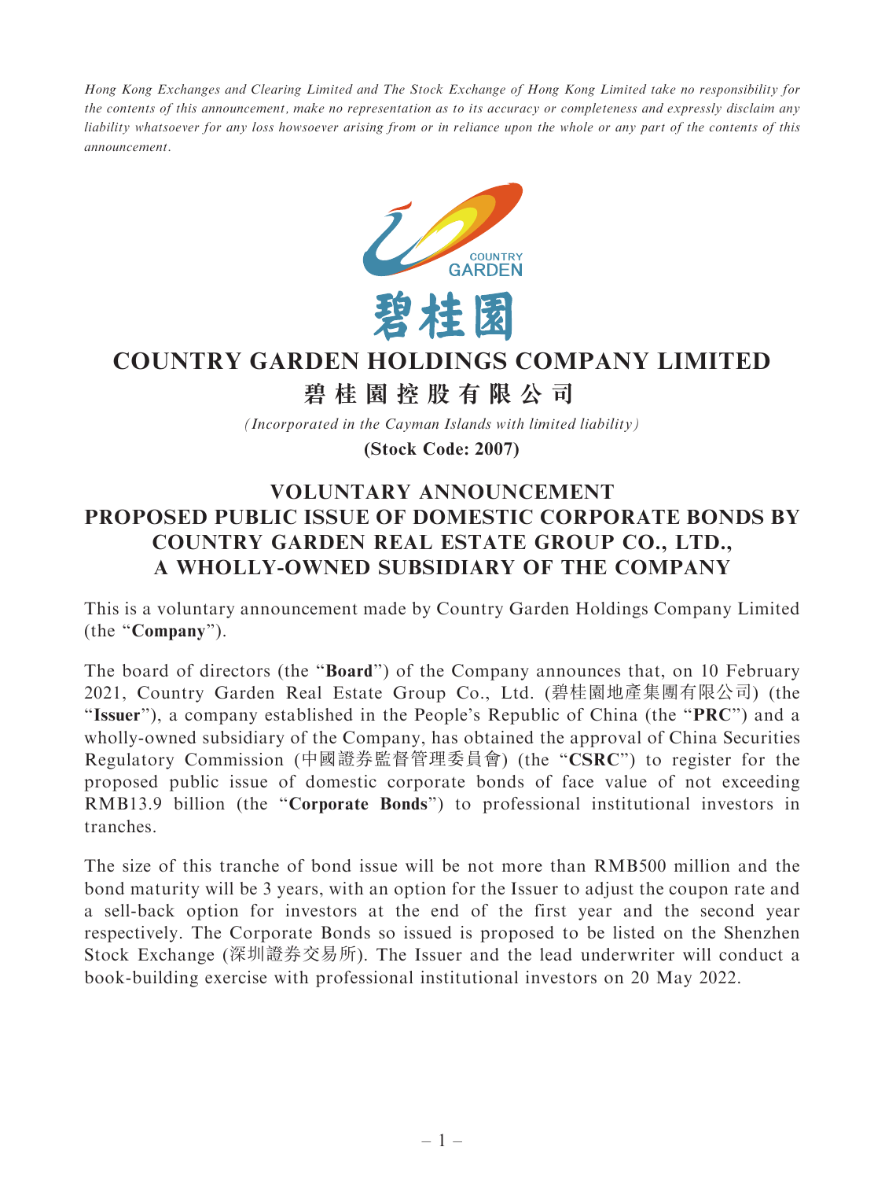*Hong Kong Exchanges and Clearing Limited and The Stock Exchange of Hong Kong Limited take no responsibility for the contents of this announcement, make no representation as to its accuracy or completeness and expressly disclaim any liability whatsoever for any loss howsoever arising from or in reliance upon the whole or any part of the contents of this announcement.*

COUNTRY GARDEN

碧桂園

# COUNTRY GARDEN HOLDINGS COMPANY LIMITED

# 碧桂園控股有限公司

*(Incorporated in the Cayman Islands with limited liability)*

**(Stock Code: 2007)**

## VOLUNTARY ANNOUNCEMENT PROPOSED PUBLIC ISSUE OF DOMESTIC CORPORATE BONDS BY COUNTRY GARDEN REAL ESTATE GROUP CO., LTD., A WHOLLY-OWNED SUBSIDIARY OF THE COMPANY

This is a voluntary announcement made by Country Garden Holdings Company Limited (the "**Company**").

The board of directors (the "**Board**") of the Company announces that, on 10 February 2021, Country Garden Real Estate Group Co., Ltd. (碧桂園地產集團有限公司) (the "**Issuer**"), a company established in the People's Republic of China (the "**PRC**") and a wholly-owned subsidiary of the Company, has obtained the approval of China Securities Regulatory Commission (中國證券監督管理委員會) (the "**CSRC**") to register for the proposed public issue of domestic corporate bonds of face value of not exceeding RMB13.9 billion (the "**Corporate Bonds**") to professional institutional investors in tranches.

The size of this tranche of bond issue will be not more than RMB500 million and the bond maturity will be 3 years, with an option for the Issuer to adjust the coupon rate and a sell-back option for investors at the end of the first year and the second year respectively. The Corporate Bonds so issued is proposed to be listed on the Shenzhen Stock Exchange (深圳證券交易所). The Issuer and the lead underwriter will conduct a book-building exercise with professional institutional investors on 20 May 2022.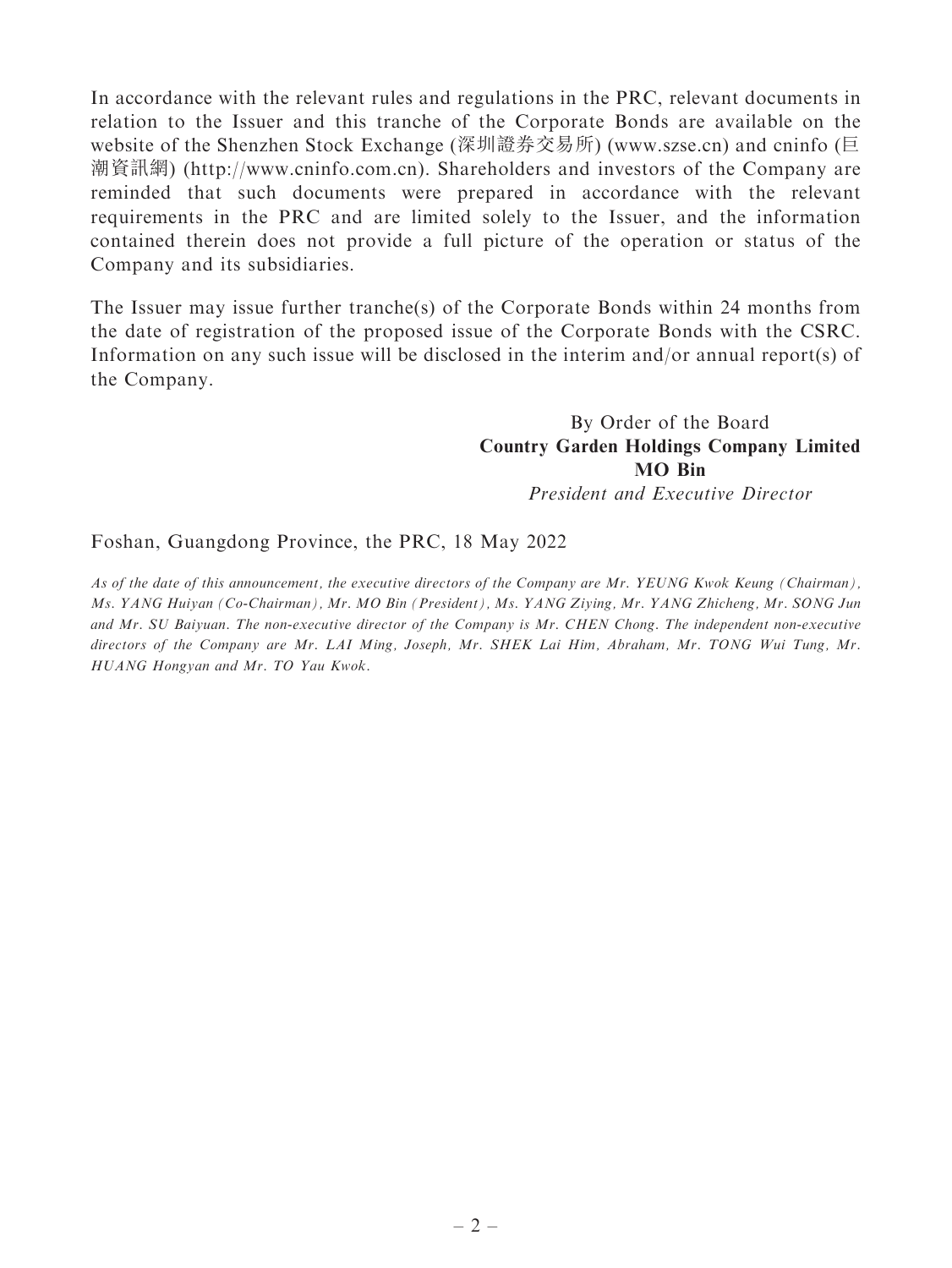In accordance with the relevant rules and regulations in the PRC, relevant documents in relation to the Issuer and this tranche of the Corporate Bonds are available on the website of the Shenzhen Stock Exchange (深圳證券交易所) (www.szse.cn) and cninfo (巨潮資訊網) (http://www.cninfo.com.cn). Shareholders and investors of the Company are reminded that such documents were prepared in accordance with the relevant requirements in the PRC and are limited solely to the Issuer, and the information contained therein does not provide a full picture of the operation or status of the Company and its subsidiaries.

The Issuer may issue further tranche(s) of the Corporate Bonds within 24 months from the date of registration of the proposed issue of the Corporate Bonds with the CSRC. Information on any such issue will be disclosed in the interim and/or annual report(s) of the Company.

By Order of the Board
**Country Garden Holdings Company Limited**
**MO Bin**
*President and Executive Director*

Foshan, Guangdong Province, the PRC, 18 May 2022

*As of the date of this announcement, the executive directors of the Company are Mr. YEUNG Kwok Keung (Chairman), Ms. YANG Huiyan (Co-Chairman), Mr. MO Bin (President), Ms. YANG Ziying, Mr. YANG Zhicheng, Mr. SONG Jun and Mr. SU Baiyuan. The non-executive director of the Company is Mr. CHEN Chong. The independent non-executive directors of the Company are Mr. LAI Ming, Joseph, Mr. SHEK Lai Him, Abraham, Mr. TONG Wui Tung, Mr. HUANG Hongyan and Mr. TO Yau Kwok.*